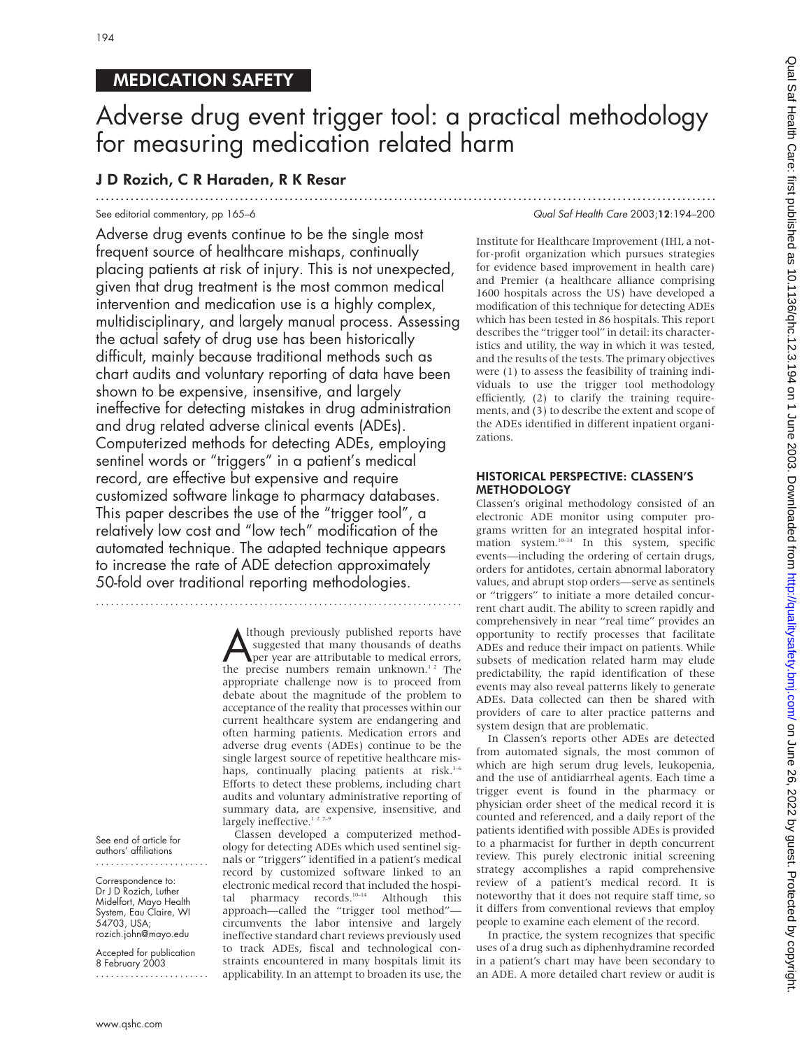MEDICATION SAFETY

# Adverse drug event trigger tool: a practical methodology for measuring medication related harm

**J D Rozich, C R Haraden, R K Resar**

See editorial commentary, pp 165–6

Adverse drug events continue to be the single most frequent source of healthcare mishaps, continually placing patients at risk of injury. This is not unexpected, given that drug treatment is the most common medical intervention and medication use is a highly complex, multidisciplinary, and largely manual process. Assessing the actual safety of drug use has been historically difficult, mainly because traditional methods such as chart audits and voluntary reporting of data have been shown to be expensive, insensitive, and largely ineffective for detecting mistakes in drug administration and drug related adverse clinical events (ADEs). Computerized methods for detecting ADEs, employing sentinel words or "triggers" in a patient's medical record, are effective but expensive and require customized software linkage to pharmacy databases. This paper describes the use of the "trigger tool", a relatively low cost and "low tech" modification of the automated technique. The adapted technique appears to increase the rate of ADE detection approximately 50-fold over traditional reporting methodologies.

See end of article for authors' affiliations

Correspondence to: Dr J D Rozich, Luther Midelfort, Mayo Health System, Eau Claire, WI 54703, USA; rozich.john@mayo.edu

Accepted for publication 8 February 2003

Although previously published reports have suggested that many thousands of deaths per year are attributable to medical errors, the precise numbers remain unknown.[1 2] The appropriate challenge now is to proceed from debate about the magnitude of the problem to acceptance of the reality that processes within our current healthcare system are endangering and often harming patients. Medication errors and adverse drug events (ADEs) continue to be the single largest source of repetitive healthcare mishaps, continually placing patients at risk.[3–6] Efforts to detect these problems, including chart audits and voluntary administrative reporting of summary data, are expensive, insensitive, and largely ineffective.[1 2 7–9]

Classen developed a computerized methodology for detecting ADEs which used sentinel signals or "triggers" identified in a patient's medical record by customized software linked to an electronic medical record that included the hospital pharmacy records.[10–14] Although this approach—called the "trigger tool method"—circumvents the labor intensive and largely ineffective standard chart reviews previously used to track ADEs, fiscal and technological constraints encountered in many hospitals limit its applicability. In an attempt to broaden its use, the Institute for Healthcare Improvement (IHI, a not-for-profit organization which pursues strategies for evidence based improvement in health care) and Premier (a healthcare alliance comprising 1600 hospitals across the US) have developed a modification of this technique for detecting ADEs which has been tested in 86 hospitals. This report describes the "trigger tool" in detail: its characteristics and utility, the way in which it was tested, and the results of the tests. The primary objectives were (1) to assess the feasibility of training individuals to use the trigger tool methodology efficiently, (2) to clarify the training requirements, and (3) to describe the extent and scope of the ADEs identified in different inpatient organizations.

## HISTORICAL PERSPECTIVE: CLASSEN'S METHODOLOGY

Classen's original methodology consisted of an electronic ADE monitor using computer programs written for an integrated hospital information system.[10–14] In this system, specific events—including the ordering of certain drugs, orders for antidotes, certain abnormal laboratory values, and abrupt stop orders—serve as sentinels or "triggers" to initiate a more detailed concurrent chart audit. The ability to screen rapidly and comprehensively in near "real time" provides an opportunity to rectify processes that facilitate ADEs and reduce their impact on patients. While subsets of medication related harm may elude predictability, the rapid identification of these events may also reveal patterns likely to generate ADEs. Data collected can then be shared with providers of care to alter practice patterns and system design that are problematic.

In Classen's reports other ADEs are detected from automated signals, the most common of which are high serum drug levels, leukopenia, and the use of antidiarrheal agents. Each time a trigger event is found in the pharmacy or physician order sheet of the medical record it is counted and referenced, and a daily report of the patients identified with possible ADEs is provided to a pharmacist for further in depth concurrent review. This purely electronic initial screening strategy accomplishes a rapid comprehensive review of a patient's medical record. It is noteworthy that it does not require staff time, so it differs from conventional reviews that employ people to examine each element of the record.

In practice, the system recognizes that specific uses of a drug such as diphenhydramine recorded in a patient's chart may have been secondary to an ADE. A more detailed chart review or audit is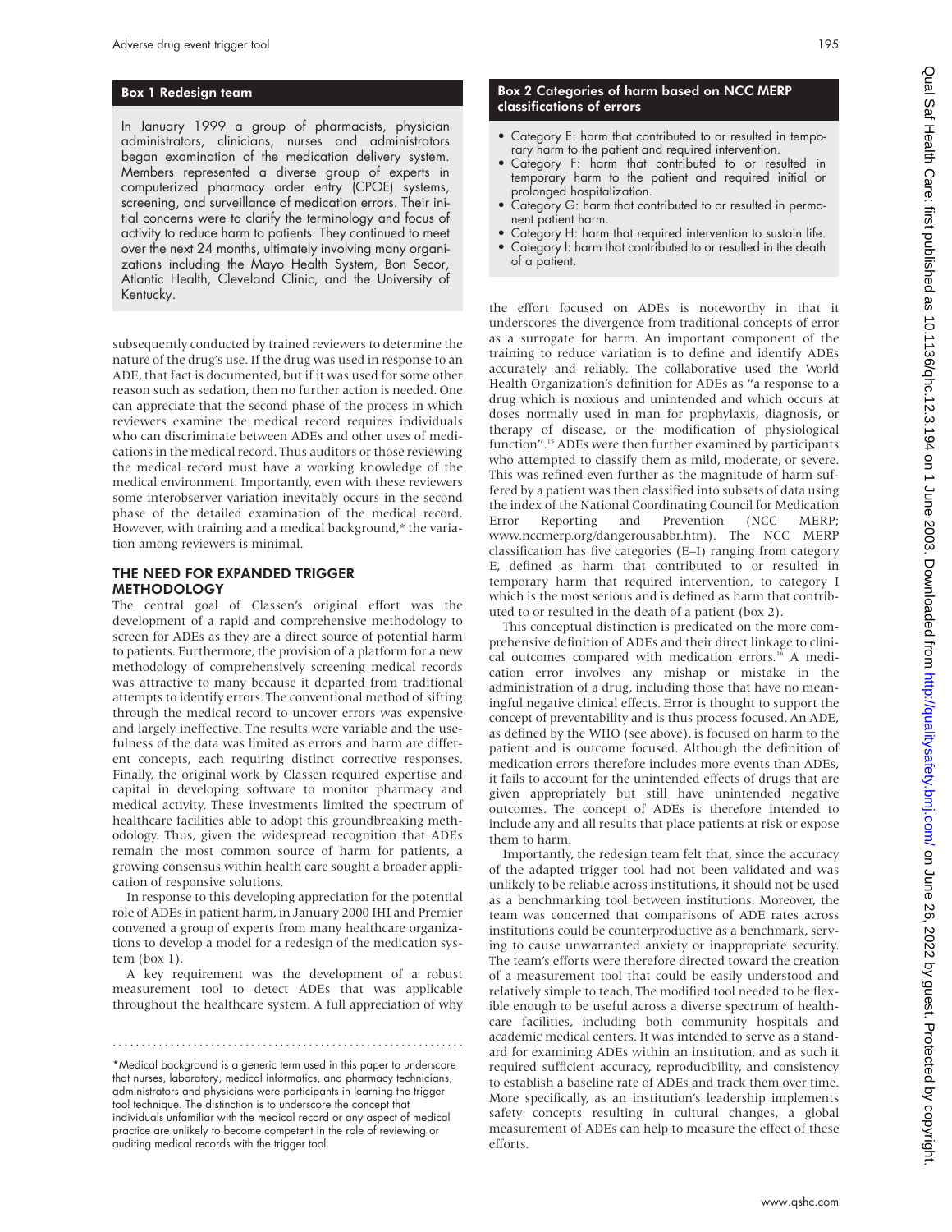**Box 1 Redesign team**

In January 1999 a group of pharmacists, physician administrators, clinicians, nurses and administrators began examination of the medication delivery system. Members represented a diverse group of experts in computerized pharmacy order entry (CPOE) systems, screening, and surveillance of medication errors. Their initial concerns were to clarify the terminology and focus of activity to reduce harm to patients. They continued to meet over the next 24 months, ultimately involving many organizations including the Mayo Health System, Bon Secor, Atlantic Health, Cleveland Clinic, and the University of Kentucky.

subsequently conducted by trained reviewers to determine the nature of the drug's use. If the drug was used in response to an ADE, that fact is documented, but if it was used for some other reason such as sedation, then no further action is needed. One can appreciate that the second phase of the process in which reviewers examine the medical record requires individuals who can discriminate between ADEs and other uses of medications in the medical record. Thus auditors or those reviewing the medical record must have a working knowledge of the medical environment. Importantly, even with these reviewers some interobserver variation inevitably occurs in the second phase of the detailed examination of the medical record. However, with training and a medical background,* the variation among reviewers is minimal.

## THE NEED FOR EXPANDED TRIGGER METHODOLOGY

The central goal of Classen's original effort was the development of a rapid and comprehensive methodology to screen for ADEs as they are a direct source of potential harm to patients. Furthermore, the provision of a platform for a new methodology of comprehensively screening medical records was attractive to many because it departed from traditional attempts to identify errors. The conventional method of sifting through the medical record to uncover errors was expensive and largely ineffective. The results were variable and the usefulness of the data was limited as errors and harm are different concepts, each requiring distinct corrective responses. Finally, the original work by Classen required expertise and capital in developing software to monitor pharmacy and medical activity. These investments limited the spectrum of healthcare facilities able to adopt this groundbreaking methodology. Thus, given the widespread recognition that ADEs remain the most common source of harm for patients, a growing consensus within health care sought a broader application of responsive solutions.

In response to this developing appreciation for the potential role of ADEs in patient harm, in January 2000 IHI and Premier convened a group of experts from many healthcare organizations to develop a model for a redesign of the medication system (box 1).

A key requirement was the development of a robust measurement tool to detect ADEs that was applicable throughout the healthcare system. A full appreciation of why the effort focused on ADEs is noteworthy in that it underscores the divergence from traditional concepts of error as a surrogate for harm. An important component of the training to reduce variation is to define and identify ADEs accurately and reliably. The collaborative used the World Health Organization's definition for ADEs as "a response to a drug which is noxious and unintended and which occurs at doses normally used in man for prophylaxis, diagnosis, or therapy of disease, or the modification of physiological function".[15] ADEs were then further examined by participants who attempted to classify them as mild, moderate, or severe. This was refined even further as the magnitude of harm suffered by a patient was then classified into subsets of data using the index of the National Coordinating Council for Medication Error Reporting and Prevention (NCC MERP; www.nccmerp.org/dangerousabbr.htm). The NCC MERP classification has five categories (E–I) ranging from category E, defined as harm that contributed to or resulted in temporary harm that required intervention, to category I which is the most serious and is defined as harm that contributed to or resulted in the death of a patient (box 2).

**Box 2 Categories of harm based on NCC MERP classifications of errors**

- Category E: harm that contributed to or resulted in temporary harm to the patient and required intervention.
- Category F: harm that contributed to or resulted in temporary harm to the patient and required initial or prolonged hospitalization.
- Category G: harm that contributed to or resulted in permanent patient harm.
- Category H: harm that required intervention to sustain life.
- Category I: harm that contributed to or resulted in the death of a patient.

This conceptual distinction is predicated on the more comprehensive definition of ADEs and their direct linkage to clinical outcomes compared with medication errors.[16] A medication error involves any mishap or mistake in the administration of a drug, including those that have no meaningful negative clinical effects. Error is thought to support the concept of preventability and is thus process focused. An ADE, as defined by the WHO (see above), is focused on harm to the patient and is outcome focused. Although the definition of medication errors therefore includes more events than ADEs, it fails to account for the unintended effects of drugs that are given appropriately but still have unintended negative outcomes. The concept of ADEs is therefore intended to include any and all results that place patients at risk or expose them to harm.

Importantly, the redesign team felt that, since the accuracy of the adapted trigger tool had not been validated and was unlikely to be reliable across institutions, it should not be used as a benchmarking tool between institutions. Moreover, the team was concerned that comparisons of ADE rates across institutions could be counterproductive as a benchmark, serving to cause unwarranted anxiety or inappropriate security. The team's efforts were therefore directed toward the creation of a measurement tool that could be easily understood and relatively simple to teach. The modified tool needed to be flexible enough to be useful across a diverse spectrum of healthcare facilities, including both community hospitals and academic medical centers. It was intended to serve as a standard for examining ADEs within an institution, and as such it required sufficient accuracy, reproducibility, and consistency to establish a baseline rate of ADEs and track them over time. More specifically, as an institution's leadership implements safety concepts resulting in cultural changes, a global measurement of ADEs can help to measure the effect of these efforts.

*Medical background is a generic term used in this paper to underscore that nurses, laboratory, medical informatics, and pharmacy technicians, administrators and physicians were participants in learning the trigger tool technique. The distinction is to underscore the concept that individuals unfamiliar with the medical record or any aspect of medical practice are unlikely to become competent in the role of reviewing or auditing medical records with the trigger tool.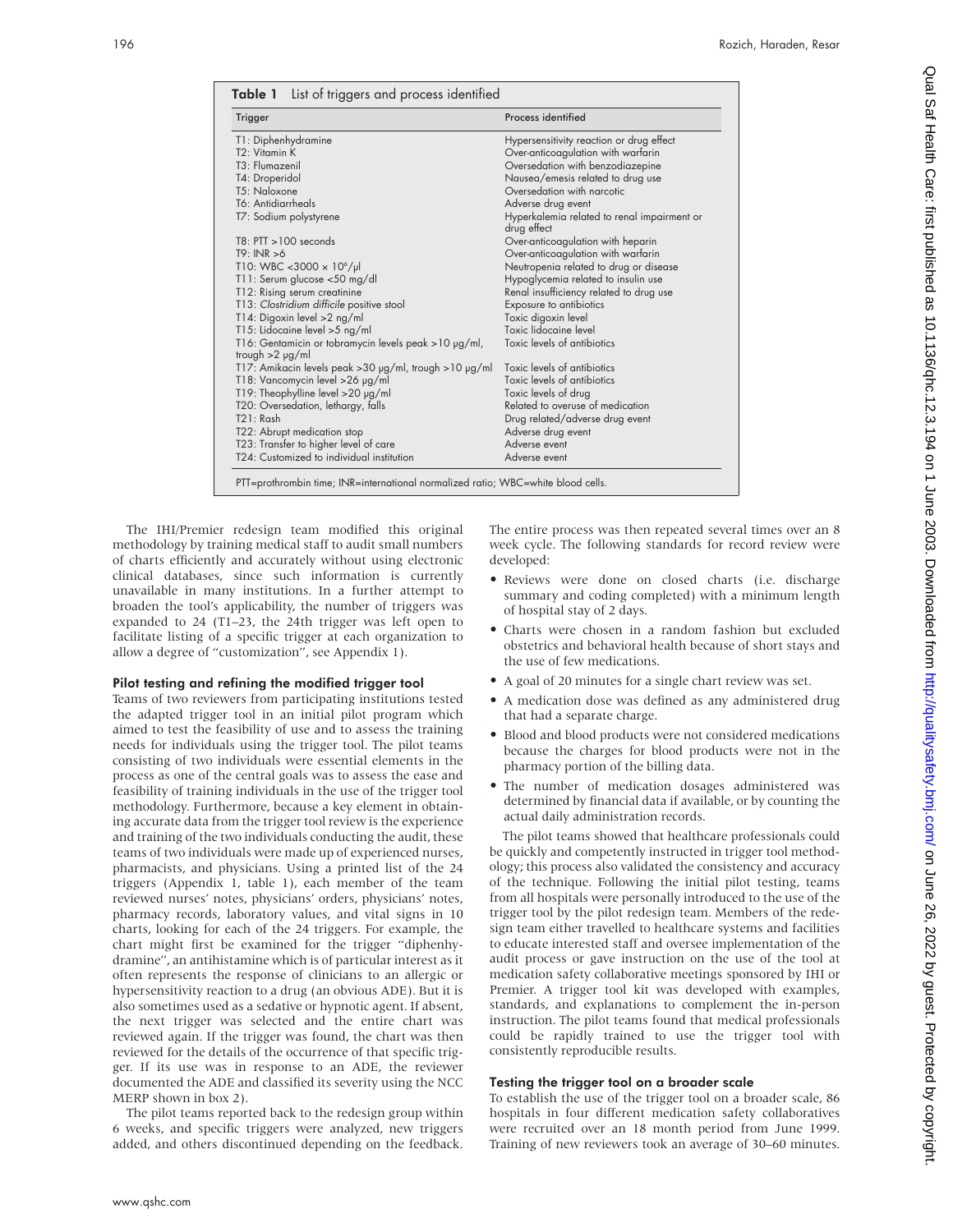**Table 1** List of triggers and process identified

| Trigger | Process identified |
|---|---|
| T1: Diphenhydramine | Hypersensitivity reaction or drug effect |
| T2: Vitamin K | Over-anticoagulation with warfarin |
| T3: Flumazenil | Oversedation with benzodiazepine |
| T4: Droperidol | Nausea/emesis related to drug use |
| T5: Naloxone | Oversedation with narcotic |
| T6: Antidiarrheals | Adverse drug event |
| T7: Sodium polystyrene | Hyperkalemia related to renal impairment or drug effect |
| T8: PTT >100 seconds | Over-anticoagulation with heparin |
| T9: INR >6 | Over-anticoagulation with warfarin |
| T10: WBC <3000 × $10^6$/µl | Neutropenia related to drug or disease |
| T11: Serum glucose <50 mg/dl | Hypoglycemia related to insulin use |
| T12: Rising serum creatinine | Renal insufficiency related to drug use |
| T13: *Clostridium difficile* positive stool | Exposure to antibiotics |
| T14: Digoxin level >2 ng/ml | Toxic digoxin level |
| T15: Lidocaine level >5 ng/ml | Toxic lidocaine level |
| T16: Gentamicin or tobramycin levels peak >10 µg/ml, trough >2 µg/ml | Toxic levels of antibiotics |
| T17: Amikacin levels peak >30 µg/ml, trough >10 µg/ml | Toxic levels of antibiotics |
| T18: Vancomycin level >26 µg/ml | Toxic levels of antibiotics |
| T19: Theophylline level >20 µg/ml | Toxic levels of drug |
| T20: Oversedation, lethargy, falls | Related to overuse of medication |
| T21: Rash | Drug related/adverse drug event |
| T22: Abrupt medication stop | Adverse drug event |
| T23: Transfer to higher level of care | Adverse event |
| T24: Customized to individual institution | Adverse event |

PTT=prothrombin time; INR=international normalized ratio; WBC=white blood cells.

The IHI/Premier redesign team modified this original methodology by training medical staff to audit small numbers of charts efficiently and accurately without using electronic clinical databases, since such information is currently unavailable in many institutions. In a further attempt to broaden the tool's applicability, the number of triggers was expanded to 24 (T1–23, the 24th trigger was left open to facilitate listing of a specific trigger at each organization to allow a degree of "customization", see Appendix 1).

### Pilot testing and refining the modified trigger tool

Teams of two reviewers from participating institutions tested the adapted trigger tool in an initial pilot program which aimed to test the feasibility of use and to assess the training needs for individuals using the trigger tool. The pilot teams consisting of two individuals were essential elements in the process as one of the central goals was to assess the ease and feasibility of training individuals in the use of the trigger tool methodology. Furthermore, because a key element in obtaining accurate data from the trigger tool review is the experience and training of the two individuals conducting the audit, these teams of two individuals were made up of experienced nurses, pharmacists, and physicians. Using a printed list of the 24 triggers (Appendix 1, table 1), each member of the team reviewed nurses' notes, physicians' orders, physicians' notes, pharmacy records, laboratory values, and vital signs in 10 charts, looking for each of the 24 triggers. For example, the chart might first be examined for the trigger "diphenhydramine", an antihistamine which is of particular interest as it often represents the response of clinicians to an allergic or hypersensitivity reaction to a drug (an obvious ADE). But it is also sometimes used as a sedative or hypnotic agent. If absent, the next trigger was selected and the entire chart was reviewed again. If the trigger was found, the chart was then reviewed for the details of the occurrence of that specific trigger. If its use was in response to an ADE, the reviewer documented the ADE and classified its severity using the NCC MERP shown in box 2).

The pilot teams reported back to the redesign group within 6 weeks, and specific triggers were analyzed, new triggers added, and others discontinued depending on the feedback. The entire process was then repeated several times over an 8 week cycle. The following standards for record review were developed:

- Reviews were done on closed charts (i.e. discharge summary and coding completed) with a minimum length of hospital stay of 2 days.
- Charts were chosen in a random fashion but excluded obstetrics and behavioral health because of short stays and the use of few medications.
- A goal of 20 minutes for a single chart review was set.
- A medication dose was defined as any administered drug that had a separate charge.
- Blood and blood products were not considered medications because the charges for blood products were not in the pharmacy portion of the billing data.
- The number of medication dosages administered was determined by financial data if available, or by counting the actual daily administration records.

The pilot teams showed that healthcare professionals could be quickly and competently instructed in trigger tool methodology; this process also validated the consistency and accuracy of the technique. Following the initial pilot testing, teams from all hospitals were personally introduced to the use of the trigger tool by the pilot redesign team. Members of the redesign team either travelled to healthcare systems and facilities to educate interested staff and oversee implementation of the audit process or gave instruction on the use of the tool at medication safety collaborative meetings sponsored by IHI or Premier. A trigger tool kit was developed with examples, standards, and explanations to complement the in-person instruction. The pilot teams found that medical professionals could be rapidly trained to use the trigger tool with consistently reproducible results.

### Testing the trigger tool on a broader scale

To establish the use of the trigger tool on a broader scale, 86 hospitals in four different medication safety collaboratives were recruited over an 18 month period from June 1999. Training of new reviewers took an average of 30–60 minutes.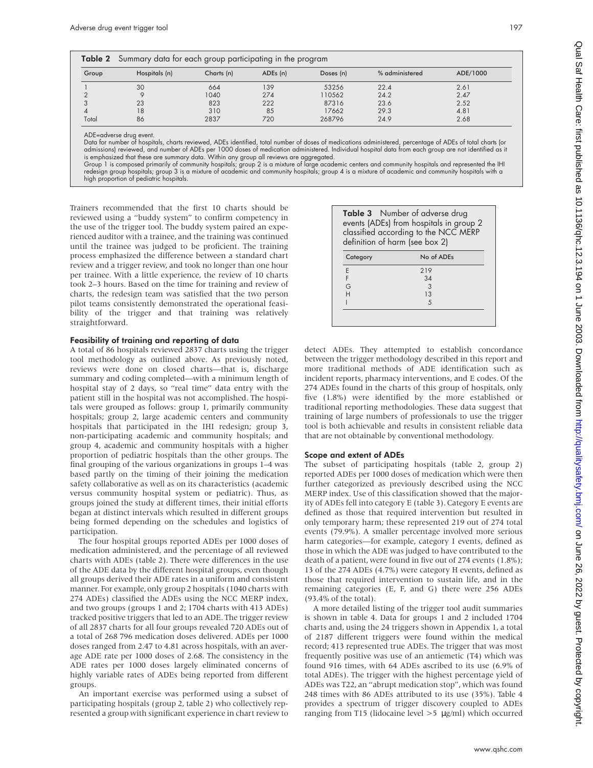**Table 2** Summary data for each group participating in the program

| Group | Hospitals (n) | Charts (n) | ADEs (n) | Doses (n) | % administered | ADE/1000 |
|---|---|---|---|---|---|---|
| 1 | 30 | 664 | 139 | 53256 | 22.4 | 2.61 |
| 2 | 9 | 1040 | 274 | 110562 | 24.2 | 2.47 |
| 3 | 23 | 823 | 222 | 87316 | 23.6 | 2.52 |
| 4 | 18 | 310 | 85 | 17662 | 29.3 | 4.81 |
| Total | 86 | 2837 | 720 | 268796 | 24.9 | 2.68 |

ADE=adverse drug event.
Data for number of hospitals, charts reviewed, ADEs identified, total number of doses of medications administered, percentage of ADEs of total charts (or admissions) reviewed, and number of ADEs per 1000 doses of medication administered. Individual hospital data from each group are not identified as it is emphasized that these are summary data. Within any group all reviews are aggregated.
Group 1 is composed primarily of community hospitals; group 2 is a mixture of large academic centers and community hospitals and represented the IHI redesign group hospitals; group 3 is a mixture of academic and community hospitals; group 4 is a mixture of academic and community hospitals with a high proportion of pediatric hospitals.

Trainers recommended that the first 10 charts should be reviewed using a "buddy system" to confirm competency in the use of the trigger tool. The buddy system paired an experienced auditor with a trainee, and the training was continued until the trainee was judged to be proficient. The training process emphasized the difference between a standard chart review and a trigger review, and took no longer than one hour per trainee. With a little experience, the review of 10 charts took 2–3 hours. Based on the time for training and review of charts, the redesign team was satisfied that the two person pilot teams consistently demonstrated the operational feasibility of the trigger and that training was relatively straightforward.

### Feasibility of training and reporting of data

A total of 86 hospitals reviewed 2837 charts using the trigger tool methodology as outlined above. As previously noted, reviews were done on closed charts—that is, discharge summary and coding completed—with a minimum length of hospital stay of 2 days, so "real time" data entry with the patient still in the hospital was not accomplished. The hospitals were grouped as follows: group 1, primarily community hospitals; group 2, large academic centers and community hospitals that participated in the IHI redesign; group 3, non-participating academic and community hospitals; and group 4, academic and community hospitals with a higher proportion of pediatric hospitals than the other groups. The final grouping of the various organizations in groups 1–4 was based partly on the timing of their joining the medication safety collaborative as well as on its characteristics (academic versus community hospital system or pediatric). Thus, as groups joined the study at different times, their initial efforts began at distinct intervals which resulted in different groups being formed depending on the schedules and logistics of participation.

The four hospital groups reported ADEs per 1000 doses of medication administered, and the percentage of all reviewed charts with ADEs (table 2). There were differences in the use of the ADE data by the different hospital groups, even though all groups derived their ADE rates in a uniform and consistent manner. For example, only group 2 hospitals (1040 charts with 274 ADEs) classified the ADEs using the NCC MERP index, and two groups (groups 1 and 2; 1704 charts with 413 ADEs) tracked positive triggers that led to an ADE. The trigger review of all 2837 charts for all four groups revealed 720 ADEs out of a total of 268 796 medication doses delivered. ADEs per 1000 doses ranged from 2.47 to 4.81 across hospitals, with an average ADE rate per 1000 doses of 2.68. The consistency in the ADE rates per 1000 doses largely eliminated concerns of highly variable rates of ADEs being reported from different groups.

An important exercise was performed using a subset of participating hospitals (group 2, table 2) who collectively represented a group with significant experience in chart review to detect ADEs. They attempted to establish concordance between the trigger methodology described in this report and more traditional methods of ADE identification such as incident reports, pharmacy interventions, and E codes. Of the 274 ADEs found in the charts of this group of hospitals, only five (1.8%) were identified by the more established or traditional reporting methodologies. These data suggest that training of large numbers of professionals to use the trigger tool is both achievable and results in consistent reliable data that are not obtainable by conventional methodology.

**Table 3** Number of adverse drug events (ADEs) from hospitals in group 2 classified according to the NCC MERP definition of harm (see box 2)

| Category | No of ADEs |
|---|---|
| E | 219 |
| F | 34 |
| G | 3 |
| H | 13 |
| I | 5 |

### Scope and extent of ADEs

The subset of participating hospitals (table 2, group 2) reported ADEs per 1000 doses of medication which were then further categorized as previously described using the NCC MERP index. Use of this classification showed that the majority of ADEs fell into category E (table 3). Category E events are defined as those that required intervention but resulted in only temporary harm; these represented 219 out of 274 total events (79.9%). A smaller percentage involved more serious harm categories—for example, category I events, defined as those in which the ADE was judged to have contributed to the death of a patient, were found in five out of 274 events (1.8%); 13 of the 274 ADEs (4.7%) were category H events, defined as those that required intervention to sustain life, and in the remaining categories (E, F, and G) there were 256 ADEs (93.4% of the total).

A more detailed listing of the trigger tool audit summaries is shown in table 4. Data for groups 1 and 2 included 1704 charts and, using the 24 triggers shown in Appendix 1, a total of 2187 different triggers were found within the medical record; 413 represented true ADEs. The trigger that was most frequently positive was use of an antiemetic (T4) which was found 916 times, with 64 ADEs ascribed to its use (6.9% of total ADEs). The trigger with the highest percentage yield of ADEs was T22, an "abrupt medication stop", which was found 248 times with 86 ADEs attributed to its use (35%). Table 4 provides a spectrum of trigger discovery coupled to ADEs ranging from T15 (lidocaine level >5 μg/ml) which occurred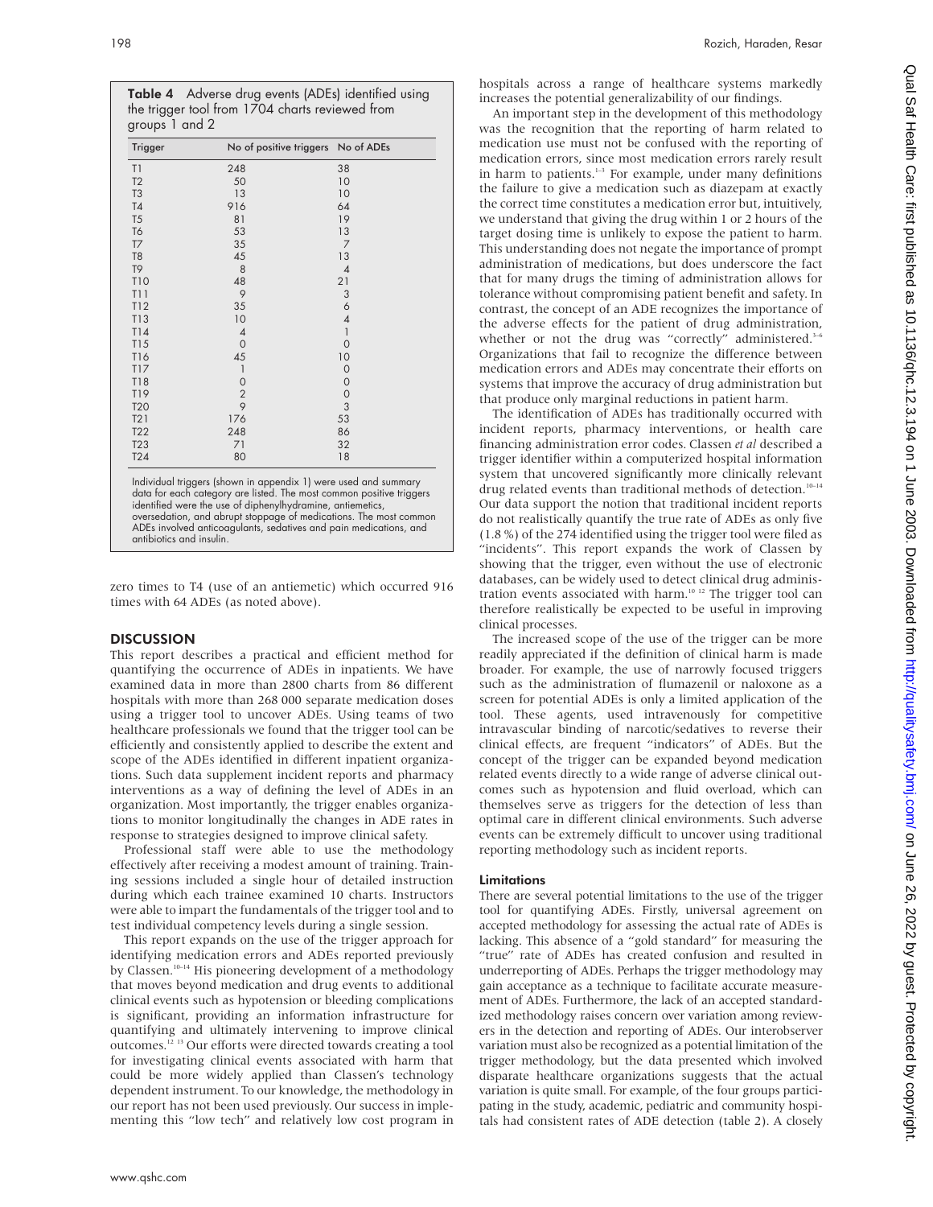**Table 4** Adverse drug events (ADEs) identified using the trigger tool from 1704 charts reviewed from groups 1 and 2

| Trigger | No of positive triggers | No of ADEs |
|---|---|---|
| T1 | 248 | 38 |
| T2 | 50 | 10 |
| T3 | 13 | 10 |
| T4 | 916 | 64 |
| T5 | 81 | 19 |
| T6 | 53 | 13 |
| T7 | 35 | 7 |
| T8 | 45 | 13 |
| T9 | 8 | 4 |
| T10 | 48 | 21 |
| T11 | 9 | 3 |
| T12 | 35 | 6 |
| T13 | 10 | 4 |
| T14 | 4 | 1 |
| T15 | 0 | 0 |
| T16 | 45 | 10 |
| T17 | 1 | 0 |
| T18 | 0 | 0 |
| T19 | 2 | 0 |
| T20 | 9 | 3 |
| T21 | 176 | 53 |
| T22 | 248 | 86 |
| T23 | 71 | 32 |
| T24 | 80 | 18 |

Individual triggers (shown in appendix 1) were used and summary data for each category are listed. The most common positive triggers identified were the use of diphenylhydramine, antiemetics, oversedation, and abrupt stoppage of medications. The most common ADEs involved anticoagulants, sedatives and pain medications, and antibiotics and insulin.

zero times to T4 (use of an antiemetic) which occurred 916 times with 64 ADEs (as noted above).

## DISCUSSION

This report describes a practical and efficient method for quantifying the occurrence of ADEs in inpatients. We have examined data in more than 2800 charts from 86 different hospitals with more than 268 000 separate medication doses using a trigger tool to uncover ADEs. Using teams of two healthcare professionals we found that the trigger tool can be efficiently and consistently applied to describe the extent and scope of the ADEs identified in different inpatient organizations. Such data supplement incident reports and pharmacy interventions as a way of defining the level of ADEs in an organization. Most importantly, the trigger enables organizations to monitor longitudinally the changes in ADE rates in response to strategies designed to improve clinical safety.

Professional staff were able to use the methodology effectively after receiving a modest amount of training. Training sessions included a single hour of detailed instruction during which each trainee examined 10 charts. Instructors were able to impart the fundamentals of the trigger tool and to test individual competency levels during a single session.

This report expands on the use of the trigger approach for identifying medication errors and ADEs reported previously by Classen.[10–14] His pioneering development of a methodology that moves beyond medication and drug events to additional clinical events such as hypotension or bleeding complications is significant, providing an information infrastructure for quantifying and ultimately intervening to improve clinical outcomes.[12 13] Our efforts were directed towards creating a tool for investigating clinical events associated with harm that could be more widely applied than Classen's technology dependent instrument. To our knowledge, the methodology in our report has not been used previously. Our success in implementing this "low tech" and relatively low cost program in hospitals across a range of healthcare systems markedly increases the potential generalizability of our findings.

An important step in the development of this methodology was the recognition that the reporting of harm related to medication use must not be confused with the reporting of medication errors, since most medication errors rarely result in harm to patients.[1–3] For example, under many definitions the failure to give a medication such as diazepam at exactly the correct time constitutes a medication error but, intuitively, we understand that giving the drug within 1 or 2 hours of the target dosing time is unlikely to expose the patient to harm. This understanding does not negate the importance of prompt administration of medications, but does underscore the fact that for many drugs the timing of administration allows for tolerance without compromising patient benefit and safety. In contrast, the concept of an ADE recognizes the importance of the adverse effects for the patient of drug administration, whether or not the drug was "correctly" administered.[3–6] Organizations that fail to recognize the difference between medication errors and ADEs may concentrate their efforts on systems that improve the accuracy of drug administration but that produce only marginal reductions in patient harm.

The identification of ADEs has traditionally occurred with incident reports, pharmacy interventions, or health care financing administration error codes. Classen *et al* described a trigger identifier within a computerized hospital information system that uncovered significantly more clinically relevant drug related events than traditional methods of detection.[10–14] Our data support the notion that traditional incident reports do not realistically quantify the true rate of ADEs as only five (1.8 %) of the 274 identified using the trigger tool were filed as "incidents". This report expands the work of Classen by showing that the trigger, even without the use of electronic databases, can be widely used to detect clinical drug administration events associated with harm.[10 12] The trigger tool can therefore realistically be expected to be useful in improving clinical processes.

The increased scope of the use of the trigger can be more readily appreciated if the definition of clinical harm is made broader. For example, the use of narrowly focused triggers such as the administration of flumazenil or naloxone as a screen for potential ADEs is only a limited application of the tool. These agents, used intravenously for competitive intravascular binding of narcotic/sedatives to reverse their clinical effects, are frequent "indicators" of ADEs. But the concept of the trigger can be expanded beyond medication related events directly to a wide range of adverse clinical outcomes such as hypotension and fluid overload, which can themselves serve as triggers for the detection of less than optimal care in different clinical environments. Such adverse events can be extremely difficult to uncover using traditional reporting methodology such as incident reports.

### Limitations

There are several potential limitations to the use of the trigger tool for quantifying ADEs. Firstly, universal agreement on accepted methodology for assessing the actual rate of ADEs is lacking. This absence of a "gold standard" for measuring the "true" rate of ADEs has created confusion and resulted in underreporting of ADEs. Perhaps the trigger methodology may gain acceptance as a technique to facilitate accurate measurement of ADEs. Furthermore, the lack of an accepted standardized methodology raises concern over variation among reviewers in the detection and reporting of ADEs. Our interobserver variation must also be recognized as a potential limitation of the trigger methodology, but the data presented which involved disparate healthcare organizations suggests that the actual variation is quite small. For example, of the four groups participating in the study, academic, pediatric and community hospitals had consistent rates of ADE detection (table 2). A closely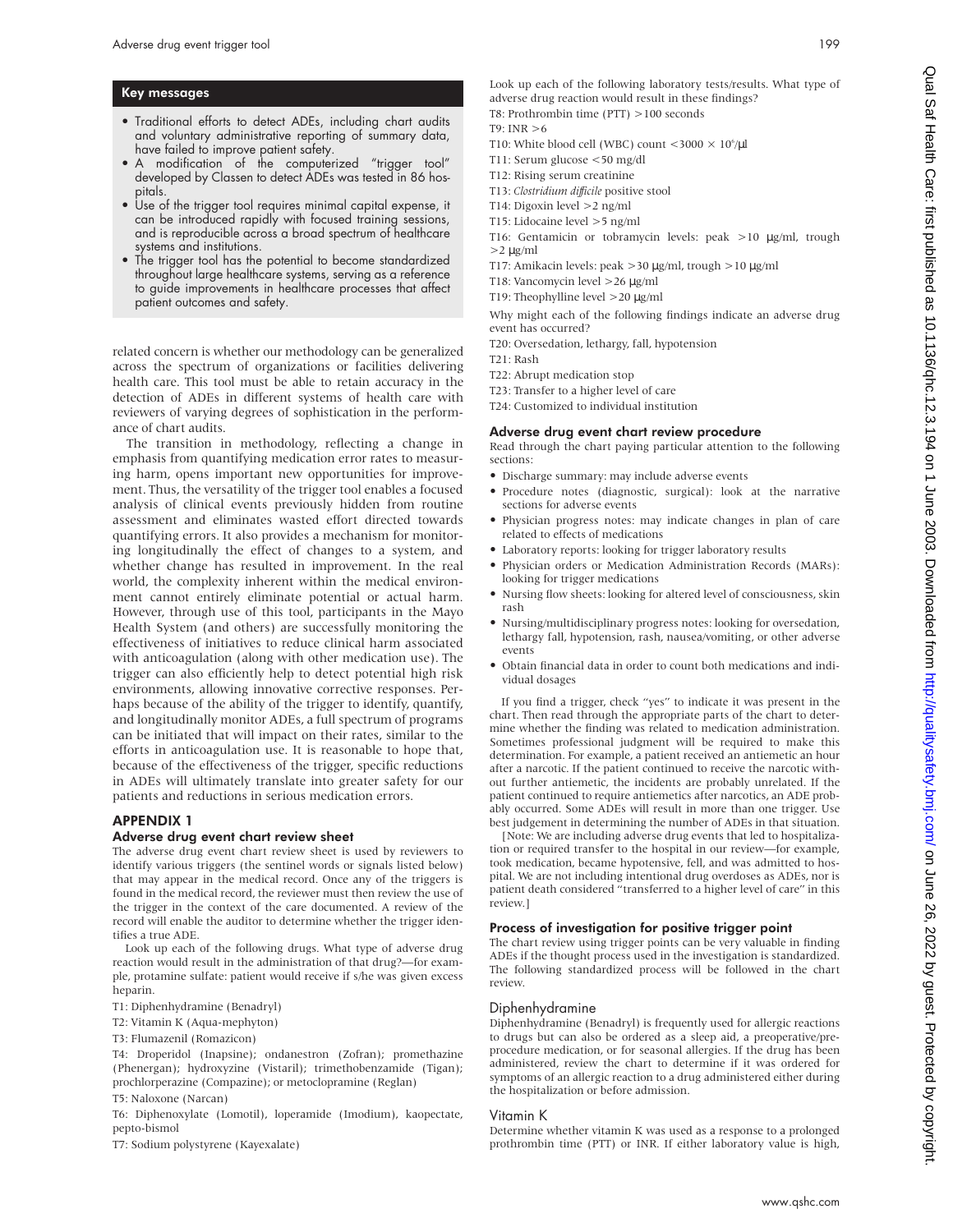## Key messages

- Traditional efforts to detect ADEs, including chart audits and voluntary administrative reporting of summary data, have failed to improve patient safety.
- A modification of the computerized "trigger tool" developed by Classen to detect ADEs was tested in 86 hospitals.
- Use of the trigger tool requires minimal capital expense, it can be introduced rapidly with focused training sessions, and is reproducible across a broad spectrum of healthcare systems and institutions.
- The trigger tool has the potential to become standardized throughout large healthcare systems, serving as a reference to guide improvements in healthcare processes that affect patient outcomes and safety.

related concern is whether our methodology can be generalized across the spectrum of organizations or facilities delivering health care. This tool must be able to retain accuracy in the detection of ADEs in different systems of health care with reviewers of varying degrees of sophistication in the performance of chart audits.

The transition in methodology, reflecting a change in emphasis from quantifying medication error rates to measuring harm, opens important new opportunities for improvement. Thus, the versatility of the trigger tool enables a focused analysis of clinical events previously hidden from routine assessment and eliminates wasted effort directed towards quantifying errors. It also provides a mechanism for monitoring longitudinally the effect of changes to a system, and whether change has resulted in improvement. In the real world, the complexity inherent within the medical environment cannot entirely eliminate potential or actual harm. However, through use of this tool, participants in the Mayo Health System (and others) are successfully monitoring the effectiveness of initiatives to reduce clinical harm associated with anticoagulation (along with other medication use). The trigger can also efficiently help to detect potential high risk environments, allowing innovative corrective responses. Perhaps because of the ability of the trigger to identify, quantify, and longitudinally monitor ADEs, a full spectrum of programs can be initiated that will impact on their rates, similar to the efforts in anticoagulation use. It is reasonable to hope that, because of the effectiveness of the trigger, specific reductions in ADEs will ultimately translate into greater safety for our patients and reductions in serious medication errors.

## APPENDIX 1

### Adverse drug event chart review sheet

The adverse drug event chart review sheet is used by reviewers to identify various triggers (the sentinel words or signals listed below) that may appear in the medical record. Once any of the triggers is found in the medical record, the reviewer must then review the use of the trigger in the context of the care documented. A review of the record will enable the auditor to determine whether the trigger identifies a true ADE.

Look up each of the following drugs. What type of adverse drug reaction would result in the administration of that drug?—for example, protamine sulfate: patient would receive if s/he was given excess heparin.

T1: Diphenhydramine (Benadryl)

T2: Vitamin K (Aqua-mephyton)

T3: Flumazenil (Romazicon)

T4: Droperidol (Inapsine); ondanestron (Zofran); promethazine (Phenergan); hydroxyzine (Vistaril); trimethobenzamide (Tigan); prochlorperazine (Compazine); or metoclopramine (Reglan)

T5: Naloxone (Narcan)

T6: Diphenoxylate (Lomotil), loperamide (Imodium), kaopectate, pepto-bismol

T7: Sodium polystyrene (Kayexalate)

Look up each of the following laboratory tests/results. What type of adverse drug reaction would result in these findings?

T8: Prothrombin time (PTT) >100 seconds

T9: INR >6

T10: White blood cell (WBC) count $<3000 \times 10^6/\mu l$

T11: Serum glucose <50 mg/dl

T12: Rising serum creatinine

T13: *Clostridium difficile* positive stool

T14: Digoxin level >2 ng/ml

T15: Lidocaine level >5 ng/ml

T16: Gentamicin or tobramycin levels: peak >10 μg/ml, trough >2 μg/ml

T17: Amikacin levels: peak >30 μg/ml, trough >10 μg/ml

T18: Vancomycin level >26 μg/ml

T19: Theophylline level >20 μg/ml

Why might each of the following findings indicate an adverse drug event has occurred?

T20: Oversedation, lethargy, fall, hypotension

T21: Rash

T22: Abrupt medication stop

T23: Transfer to a higher level of care

T24: Customized to individual institution

### Adverse drug event chart review procedure

Read through the chart paying particular attention to the following sections:

- Discharge summary: may include adverse events
- Procedure notes (diagnostic, surgical): look at the narrative sections for adverse events
- Physician progress notes: may indicate changes in plan of care related to effects of medications
- Laboratory reports: looking for trigger laboratory results
- Physician orders or Medication Administration Records (MARs): looking for trigger medications
- Nursing flow sheets: looking for altered level of consciousness, skin rash
- Nursing/multidisciplinary progress notes: looking for oversedation, lethargy fall, hypotension, rash, nausea/vomiting, or other adverse events
- Obtain financial data in order to count both medications and individual dosages

If you find a trigger, check "yes" to indicate it was present in the chart. Then read through the appropriate parts of the chart to determine whether the finding was related to medication administration. Sometimes professional judgment will be required to make this determination. For example, a patient received an antiemetic an hour after a narcotic. If the patient continued to receive the narcotic without further antiemetic, the incidents are probably unrelated. If the patient continued to require antiemetics after narcotics, an ADE probably occurred. Some ADEs will result in more than one trigger. Use best judgement in determining the number of ADEs in that situation.

[Note: We are including adverse drug events that led to hospitalization or required transfer to the hospital in our review—for example, took medication, became hypotensive, fell, and was admitted to hospital. We are not including intentional drug overdoses as ADEs, nor is patient death considered "transferred to a higher level of care" in this review.]

### Process of investigation for positive trigger point

The chart review using trigger points can be very valuable in finding ADEs if the thought process used in the investigation is standardized. The following standardized process will be followed in the chart review.

#### Diphenhydramine

Diphenhydramine (Benadryl) is frequently used for allergic reactions to drugs but can also be ordered as a sleep aid, a preoperative/preprocedure medication, or for seasonal allergies. If the drug has been administered, review the chart to determine if it was ordered for symptoms of an allergic reaction to a drug administered either during the hospitalization or before admission.

#### Vitamin K

Determine whether vitamin K was used as a response to a prolonged prothrombin time (PTT) or INR. If either laboratory value is high,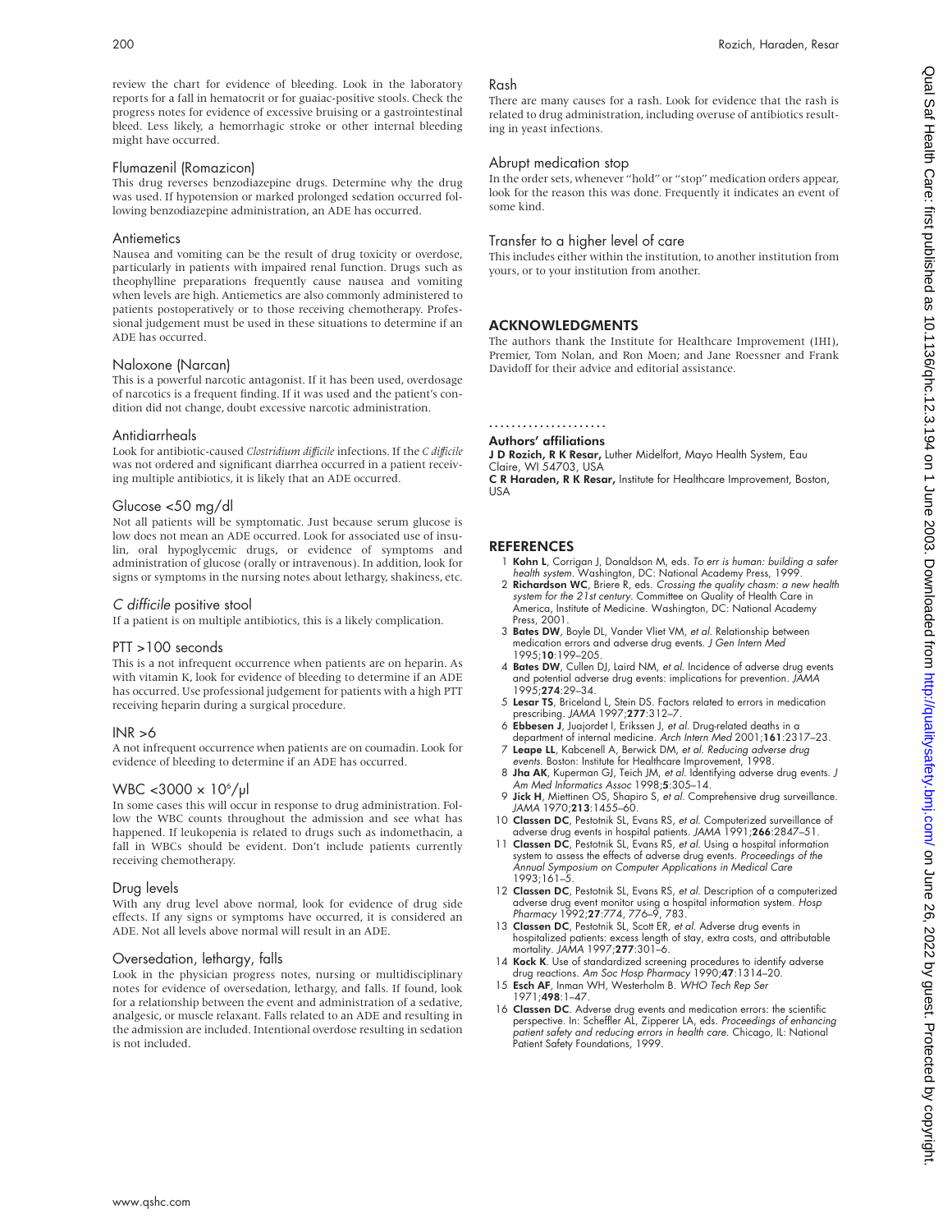review the chart for evidence of bleeding. Look in the laboratory reports for a fall in hematocrit or for guaiac-positive stools. Check the progress notes for evidence of excessive bruising or a gastrointestinal bleed. Less likely, a hemorrhagic stroke or other internal bleeding might have occurred.

### Flumazenil (Romazicon)

This drug reverses benzodiazepine drugs. Determine why the drug was used. If hypotension or marked prolonged sedation occurred following benzodiazepine administration, an ADE has occurred.

### Antiemetics

Nausea and vomiting can be the result of drug toxicity or overdose, particularly in patients with impaired renal function. Drugs such as theophylline preparations frequently cause nausea and vomiting when levels are high. Antiemetics are also commonly administered to patients postoperatively or to those receiving chemotherapy. Professional judgement must be used in these situations to determine if an ADE has occurred.

### Naloxone (Narcan)

This is a powerful narcotic antagonist. If it has been used, overdosage of narcotics is a frequent finding. If it was used and the patient's condition did not change, doubt excessive narcotic administration.

### Antidiarrheals

Look for antibiotic-caused *Clostridium difficile* infections. If the *C difficile* was not ordered and significant diarrhea occurred in a patient receiving multiple antibiotics, it is likely that an ADE occurred.

### Glucose <50 mg/dl

Not all patients will be symptomatic. Just because serum glucose is low does not mean an ADE occurred. Look for associated use of insulin, oral hypoglycemic drugs, or evidence of symptoms and administration of glucose (orally or intravenous). In addition, look for signs or symptoms in the nursing notes about lethargy, shakiness, etc.

### *C difficile* positive stool

If a patient is on multiple antibiotics, this is a likely complication.

### PTT >100 seconds

This is a not infrequent occurrence when patients are on heparin. As with vitamin K, look for evidence of bleeding to determine if an ADE has occurred. Use professional judgement for patients with a high PTT receiving heparin during a surgical procedure.

### INR >6

A not infrequent occurrence when patients are on coumadin. Look for evidence of bleeding to determine if an ADE has occurred.

### WBC <3000 × $10^6$/µl

In some cases this will occur in response to drug administration. Follow the WBC counts throughout the admission and see what has happened. If leukopenia is related to drugs such as indomethacin, a fall in WBCs should be evident. Don't include patients currently receiving chemotherapy.

### Drug levels

With any drug level above normal, look for evidence of drug side effects. If any signs or symptoms have occurred, it is considered an ADE. Not all levels above normal will result in an ADE.

### Oversedation, lethargy, falls

Look in the physician progress notes, nursing or multidisciplinary notes for evidence of oversedation, lethargy, and falls. If found, look for a relationship between the event and administration of a sedative, analgesic, or muscle relaxant. Falls related to an ADE and resulting in the admission are included. Intentional overdose resulting in sedation is not included.

### Rash

There are many causes for a rash. Look for evidence that the rash is related to drug administration, including overuse of antibiotics resulting in yeast infections.

### Abrupt medication stop

In the order sets, whenever "hold" or "stop" medication orders appear, look for the reason this was done. Frequently it indicates an event of some kind.

### Transfer to a higher level of care

This includes either within the institution, to another institution from yours, or to your institution from another.

## ACKNOWLEDGMENTS

The authors thank the Institute for Healthcare Improvement (IHI), Premier, Tom Nolan, and Ron Moen; and Jane Roessner and Frank Davidoff for their advice and editorial assistance.

### Authors' affiliations

**J D Rozich, R K Resar,** Luther Midelfort, Mayo Health System, Eau Claire, WI 54703, USA

**C R Haraden, R K Resar,** Institute for Healthcare Improvement, Boston, USA

## REFERENCES

1. **Kohn L**, Corrigan J, Donaldson M, eds. *To err is human: building a safer health system*. Washington, DC: National Academy Press, 1999.
2. **Richardson WC**, Briere R, eds. *Crossing the quality chasm: a new health system for the 21st century*. Committee on Quality of Health Care in America, Institute of Medicine. Washington, DC: National Academy Press, 2001.
3. **Bates DW**, Boyle DL, Vander Vliet VM, *et al*. Relationship between medication errors and adverse drug events. *J Gen Intern Med* 1995;**10**:199–205.
4. **Bates DW**, Cullen DJ, Laird NM, *et al*. Incidence of adverse drug events and potential adverse drug events: implications for prevention. *JAMA* 1995;**274**:29–34.
5. **Lesar TS**, Briceland L, Stein DS. Factors related to errors in medication prescribing. *JAMA* 1997;**277**:312–7.
6. **Ebbesen J**, Juajordet I, Erikssen J, *et al*. Drug-related deaths in a department of internal medicine. *Arch Intern Med* 2001;**161**:2317–23.
7. **Leape LL**, Kabcenell A, Berwick DM, *et al*. *Reducing adverse drug events*. Boston: Institute for Healthcare Improvement, 1998.
8. **Jha AK**, Kuperman GJ, Teich JM, *et al*. Identifying adverse drug events. *J Am Med Informatics Assoc* 1998;**5**:305–14.
9. **Jick H**, Miettinen OS, Shapiro S, *et al*. Comprehensive drug surveillance. *JAMA* 1970;**213**:1455–60.
10. **Classen DC**, Pestotnik SL, Evans RS, *et al*. Computerized surveillance of adverse drug events in hospital patients. *JAMA* 1991;**266**:2847–51.
11. **Classen DC**, Pestotnik SL, Evans RS, *et al*. Using a hospital information system to assess the effects of adverse drug events. *Proceedings of the Annual Symposium on Computer Applications in Medical Care* 1993;161–5.
12. **Classen DC**, Pestotnik SL, Evans RS, *et al*. Description of a computerized adverse drug event monitor using a hospital information system. *Hosp Pharmacy* 1992;**27**:774, 776–9, 783.
13. **Classen DC**, Pestotnik SL, Scott ER, *et al*. Adverse drug events in hospitalized patients: excess length of stay, extra costs, and attributable mortality. *JAMA* 1997;**277**:301–6.
14. **Kock K**. Use of standardized screening procedures to identify adverse drug reactions. *Am Soc Hosp Pharmacy* 1990;**47**:1314–20.
15. **Esch AF**, Inman WH, Westerholm B. *WHO Tech Rep Ser* 1971;**498**:1–47.
16. **Classen DC**. Adverse drug events and medication errors: the scientific perspective. In: Scheffler AL, Zipperer LA, eds. *Proceedings of enhancing patient safety and reducing errors in health care*. Chicago, IL: National Patient Safety Foundations, 1999.